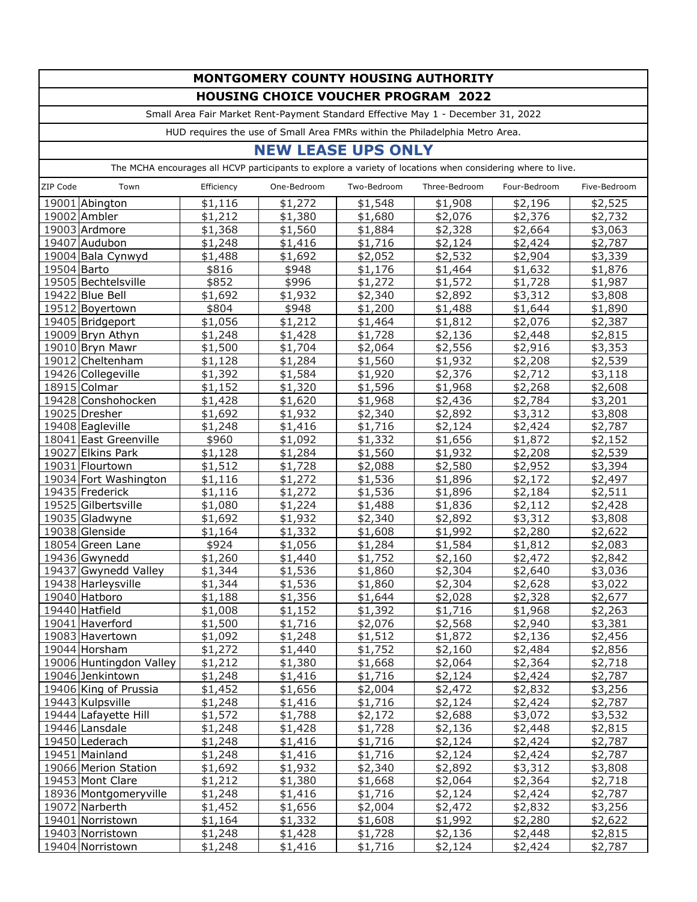# MONTGOMERY COUNTY HOUSING AUTHORITY

## HOUSING CHOICE VOUCHER PROGRAM 2022

Small Area Fair Market Rent-Payment Standard Effective May 1 - December 31, 2022

HUD requires the use of Small Area FMRs within the Philadelphia Metro Area.

## NEW LEASE UPS ONLY

The MCHA encourages all HCVP participants to explore a variety of locations when considering where to live.

| ZIP Code | Town | Efficiency | One-Bedroom | Two-Bedroom | Three-Bedroom | Four-Bedroom | Five-Bedroom |
|---|---|---|---|---|---|---|---|
| 19001 | Abington | $1,116 | $1,272 | $1,548 | $1,908 | $2,196 | $2,525 |
| 19002 | Ambler | $1,212 | $1,380 | $1,680 | $2,076 | $2,376 | $2,732 |
| 19003 | Ardmore | $1,368 | $1,560 | $1,884 | $2,328 | $2,664 | $3,063 |
| 19407 | Audubon | $1,248 | $1,416 | $1,716 | $2,124 | $2,424 | $2,787 |
| 19004 | Bala Cynwyd | $1,488 | $1,692 | $2,052 | $2,532 | $2,904 | $3,339 |
| 19504 | Barto | $816 | $948 | $1,176 | $1,464 | $1,632 | $1,876 |
| 19505 | Bechtelsville | $852 | $996 | $1,272 | $1,572 | $1,728 | $1,987 |
| 19422 | Blue Bell | $1,692 | $1,932 | $2,340 | $2,892 | $3,312 | $3,808 |
| 19512 | Boyertown | $804 | $948 | $1,200 | $1,488 | $1,644 | $1,890 |
| 19405 | Bridgeport | $1,056 | $1,212 | $1,464 | $1,812 | $2,076 | $2,387 |
| 19009 | Bryn Athyn | $1,248 | $1,428 | $1,728 | $2,136 | $2,448 | $2,815 |
| 19010 | Bryn Mawr | $1,500 | $1,704 | $2,064 | $2,556 | $2,916 | $3,353 |
| 19012 | Cheltenham | $1,128 | $1,284 | $1,560 | $1,932 | $2,208 | $2,539 |
| 19426 | Collegeville | $1,392 | $1,584 | $1,920 | $2,376 | $2,712 | $3,118 |
| 18915 | Colmar | $1,152 | $1,320 | $1,596 | $1,968 | $2,268 | $2,608 |
| 19428 | Conshohocken | $1,428 | $1,620 | $1,968 | $2,436 | $2,784 | $3,201 |
| 19025 | Dresher | $1,692 | $1,932 | $2,340 | $2,892 | $3,312 | $3,808 |
| 19408 | Eagleville | $1,248 | $1,416 | $1,716 | $2,124 | $2,424 | $2,787 |
| 18041 | East Greenville | $960 | $1,092 | $1,332 | $1,656 | $1,872 | $2,152 |
| 19027 | Elkins Park | $1,128 | $1,284 | $1,560 | $1,932 | $2,208 | $2,539 |
| 19031 | Flourtown | $1,512 | $1,728 | $2,088 | $2,580 | $2,952 | $3,394 |
| 19034 | Fort Washington | $1,116 | $1,272 | $1,536 | $1,896 | $2,172 | $2,497 |
| 19435 | Frederick | $1,116 | $1,272 | $1,536 | $1,896 | $2,184 | $2,511 |
| 19525 | Gilbertsville | $1,080 | $1,224 | $1,488 | $1,836 | $2,112 | $2,428 |
| 19035 | Gladwyne | $1,692 | $1,932 | $2,340 | $2,892 | $3,312 | $3,808 |
| 19038 | Glenside | $1,164 | $1,332 | $1,608 | $1,992 | $2,280 | $2,622 |
| 18054 | Green Lane | $924 | $1,056 | $1,284 | $1,584 | $1,812 | $2,083 |
| 19436 | Gwynedd | $1,260 | $1,440 | $1,752 | $2,160 | $2,472 | $2,842 |
| 19437 | Gwynedd Valley | $1,344 | $1,536 | $1,860 | $2,304 | $2,640 | $3,036 |
| 19438 | Harleysville | $1,344 | $1,536 | $1,860 | $2,304 | $2,628 | $3,022 |
| 19040 | Hatboro | $1,188 | $1,356 | $1,644 | $2,028 | $2,328 | $2,677 |
| 19440 | Hatfield | $1,008 | $1,152 | $1,392 | $1,716 | $1,968 | $2,263 |
| 19041 | Haverford | $1,500 | $1,716 | $2,076 | $2,568 | $2,940 | $3,381 |
| 19083 | Havertown | $1,092 | $1,248 | $1,512 | $1,872 | $2,136 | $2,456 |
| 19044 | Horsham | $1,272 | $1,440 | $1,752 | $2,160 | $2,484 | $2,856 |
| 19006 | Huntingdon Valley | $1,212 | $1,380 | $1,668 | $2,064 | $2,364 | $2,718 |
| 19046 | Jenkintown | $1,248 | $1,416 | $1,716 | $2,124 | $2,424 | $2,787 |
| 19406 | King of Prussia | $1,452 | $1,656 | $2,004 | $2,472 | $2,832 | $3,256 |
| 19443 | Kulpsville | $1,248 | $1,416 | $1,716 | $2,124 | $2,424 | $2,787 |
| 19444 | Lafayette Hill | $1,572 | $1,788 | $2,172 | $2,688 | $3,072 | $3,532 |
| 19446 | Lansdale | $1,248 | $1,428 | $1,728 | $2,136 | $2,448 | $2,815 |
| 19450 | Lederach | $1,248 | $1,416 | $1,716 | $2,124 | $2,424 | $2,787 |
| 19451 | Mainland | $1,248 | $1,416 | $1,716 | $2,124 | $2,424 | $2,787 |
| 19066 | Merion Station | $1,692 | $1,932 | $2,340 | $2,892 | $3,312 | $3,808 |
| 19453 | Mont Clare | $1,212 | $1,380 | $1,668 | $2,064 | $2,364 | $2,718 |
| 18936 | Montgomeryville | $1,248 | $1,416 | $1,716 | $2,124 | $2,424 | $2,787 |
| 19072 | Narberth | $1,452 | $1,656 | $2,004 | $2,472 | $2,832 | $3,256 |
| 19401 | Norristown | $1,164 | $1,332 | $1,608 | $1,992 | $2,280 | $2,622 |
| 19403 | Norristown | $1,248 | $1,428 | $1,728 | $2,136 | $2,448 | $2,815 |
| 19404 | Norristown | $1,248 | $1,416 | $1,716 | $2,124 | $2,424 | $2,787 |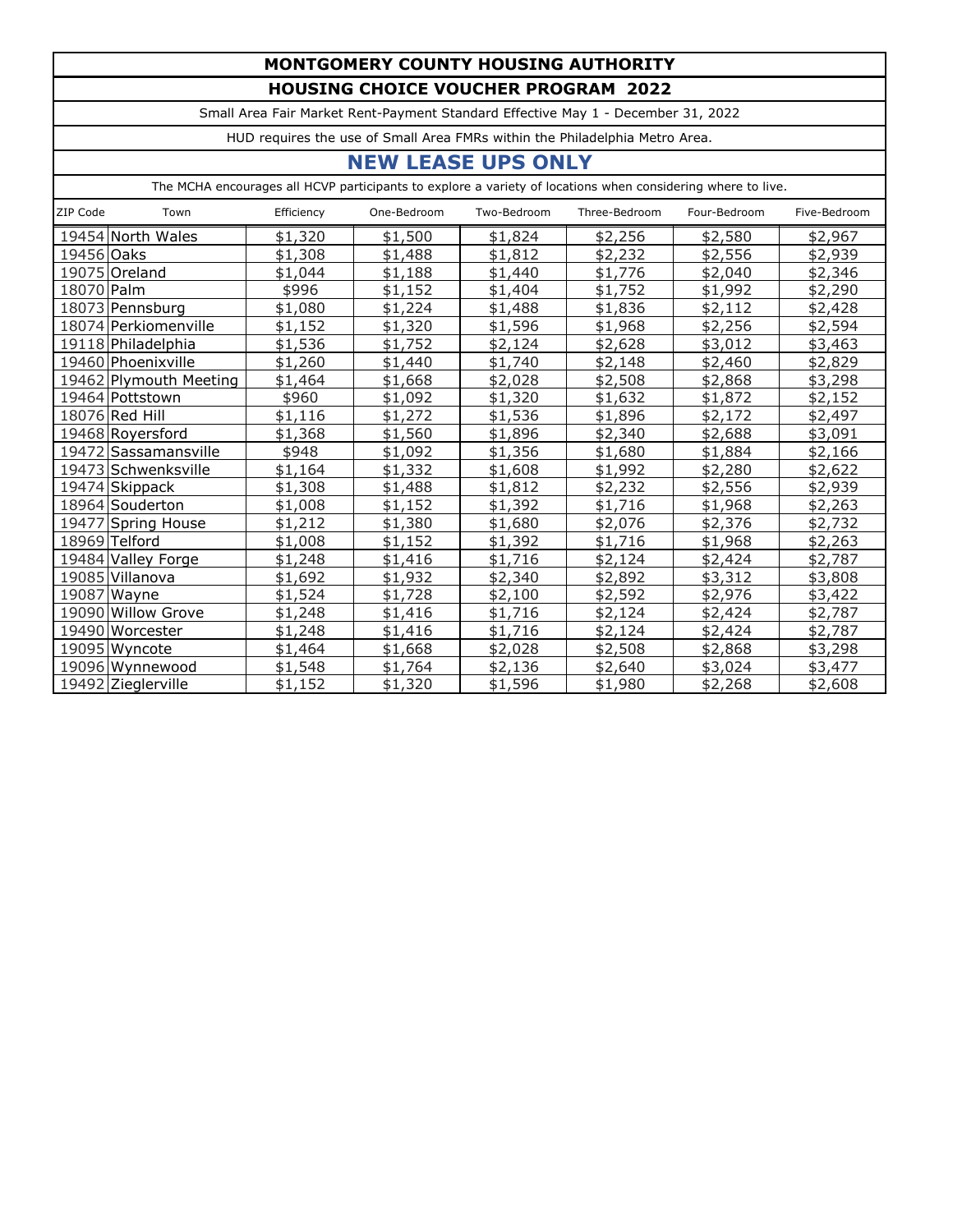# MONTGOMERY COUNTY HOUSING AUTHORITY

## HOUSING CHOICE VOUCHER PROGRAM 2022

Small Area Fair Market Rent-Payment Standard Effective May 1 - December 31, 2022

HUD requires the use of Small Area FMRs within the Philadelphia Metro Area.

## NEW LEASE UPS ONLY

The MCHA encourages all HCVP participants to explore a variety of locations when considering where to live.

| ZIP Code | Town | Efficiency | One-Bedroom | Two-Bedroom | Three-Bedroom | Four-Bedroom | Five-Bedroom |
|---|---|---|---|---|---|---|---|
| 19454 | North Wales | $1,320 | $1,500 | $1,824 | $2,256 | $2,580 | $2,967 |
| 19456 | Oaks | $1,308 | $1,488 | $1,812 | $2,232 | $2,556 | $2,939 |
| 19075 | Oreland | $1,044 | $1,188 | $1,440 | $1,776 | $2,040 | $2,346 |
| 18070 | Palm | $996 | $1,152 | $1,404 | $1,752 | $1,992 | $2,290 |
| 18073 | Pennsburg | $1,080 | $1,224 | $1,488 | $1,836 | $2,112 | $2,428 |
| 18074 | Perkiomenville | $1,152 | $1,320 | $1,596 | $1,968 | $2,256 | $2,594 |
| 19118 | Philadelphia | $1,536 | $1,752 | $2,124 | $2,628 | $3,012 | $3,463 |
| 19460 | Phoenixville | $1,260 | $1,440 | $1,740 | $2,148 | $2,460 | $2,829 |
| 19462 | Plymouth Meeting | $1,464 | $1,668 | $2,028 | $2,508 | $2,868 | $3,298 |
| 19464 | Pottstown | $960 | $1,092 | $1,320 | $1,632 | $1,872 | $2,152 |
| 18076 | Red Hill | $1,116 | $1,272 | $1,536 | $1,896 | $2,172 | $2,497 |
| 19468 | Royersford | $1,368 | $1,560 | $1,896 | $2,340 | $2,688 | $3,091 |
| 19472 | Sassamansville | $948 | $1,092 | $1,356 | $1,680 | $1,884 | $2,166 |
| 19473 | Schwenksville | $1,164 | $1,332 | $1,608 | $1,992 | $2,280 | $2,622 |
| 19474 | Skippack | $1,308 | $1,488 | $1,812 | $2,232 | $2,556 | $2,939 |
| 18964 | Souderton | $1,008 | $1,152 | $1,392 | $1,716 | $1,968 | $2,263 |
| 19477 | Spring House | $1,212 | $1,380 | $1,680 | $2,076 | $2,376 | $2,732 |
| 18969 | Telford | $1,008 | $1,152 | $1,392 | $1,716 | $1,968 | $2,263 |
| 19484 | Valley Forge | $1,248 | $1,416 | $1,716 | $2,124 | $2,424 | $2,787 |
| 19085 | Villanova | $1,692 | $1,932 | $2,340 | $2,892 | $3,312 | $3,808 |
| 19087 | Wayne | $1,524 | $1,728 | $2,100 | $2,592 | $2,976 | $3,422 |
| 19090 | Willow Grove | $1,248 | $1,416 | $1,716 | $2,124 | $2,424 | $2,787 |
| 19490 | Worcester | $1,248 | $1,416 | $1,716 | $2,124 | $2,424 | $2,787 |
| 19095 | Wyncote | $1,464 | $1,668 | $2,028 | $2,508 | $2,868 | $3,298 |
| 19096 | Wynnewood | $1,548 | $1,764 | $2,136 | $2,640 | $3,024 | $3,477 |
| 19492 | Zieglerville | $1,152 | $1,320 | $1,596 | $1,980 | $2,268 | $2,608 |